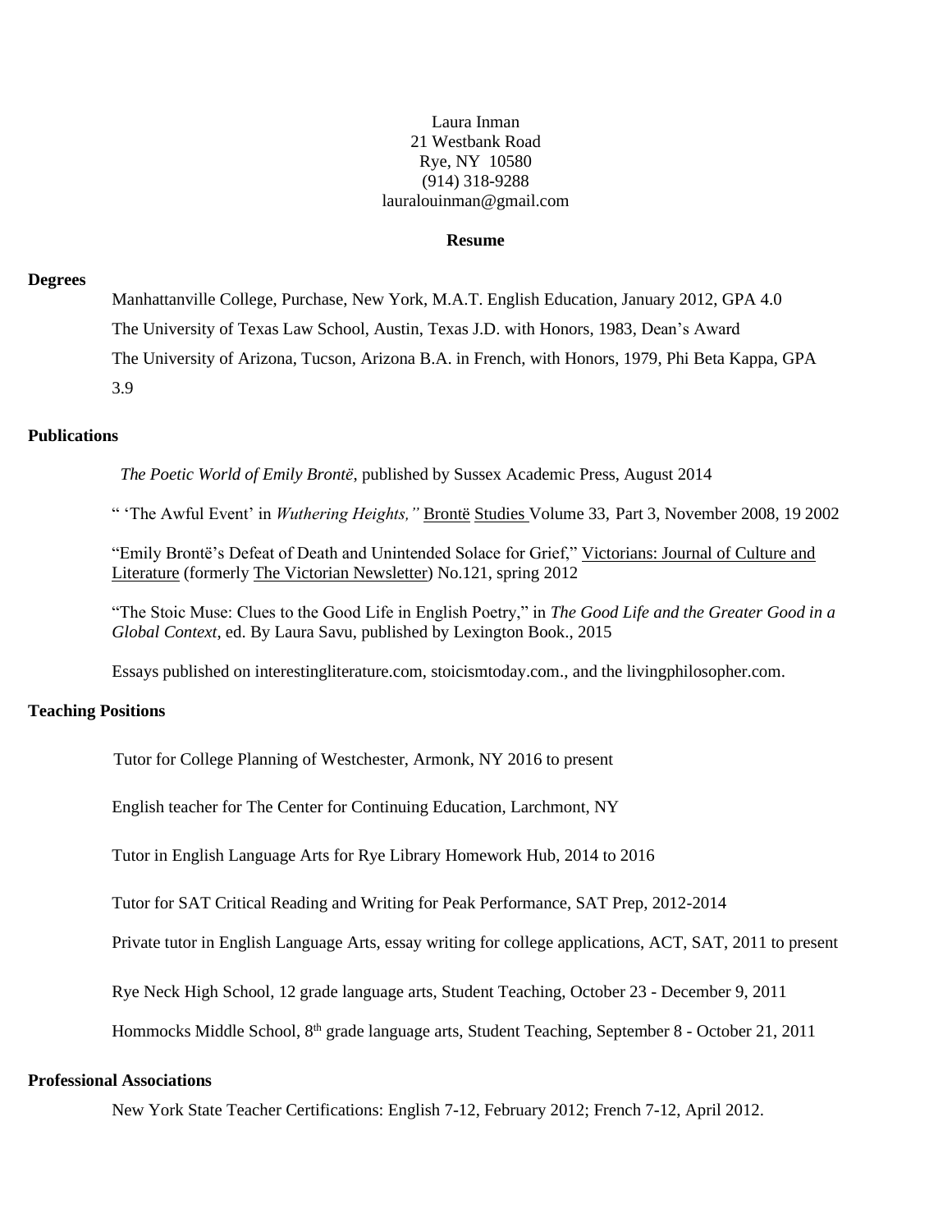Laura Inman
21 Westbank Road
Rye, NY 10580
(914) 318-9288
lauralouinman@gmail.com

**Resume**

## Degrees

Manhattanville College, Purchase, New York, M.A.T. English Education, January 2012, GPA 4.0

The University of Texas Law School, Austin, Texas J.D. with Honors, 1983, Dean's Award

The University of Arizona, Tucson, Arizona B.A. in French, with Honors, 1979, Phi Beta Kappa, GPA 3.9

## Publications

*The Poetic World of Emily Brontë*, published by Sussex Academic Press, August 2014

" 'The Awful Event' in *Wuthering Heights,"* Brontë Studies Volume 33, Part 3, November 2008, 19 2002

"Emily Brontë's Defeat of Death and Unintended Solace for Grief," Victorians: Journal of Culture and Literature (formerly The Victorian Newsletter) No.121, spring 2012

"The Stoic Muse: Clues to the Good Life in English Poetry," in *The Good Life and the Greater Good in a Global Context*, ed. By Laura Savu, published by Lexington Book., 2015

Essays published on interestingliterature.com, stoicismtoday.com., and the livingphilosopher.com.

## Teaching Positions

Tutor for College Planning of Westchester, Armonk, NY 2016 to present

English teacher for The Center for Continuing Education, Larchmont, NY

Tutor in English Language Arts for Rye Library Homework Hub, 2014 to 2016

Tutor for SAT Critical Reading and Writing for Peak Performance, SAT Prep, 2012-2014

Private tutor in English Language Arts, essay writing for college applications, ACT, SAT, 2011 to present

Rye Neck High School, 12 grade language arts, Student Teaching, October 23 - December 9, 2011

Hommocks Middle School, 8th grade language arts, Student Teaching, September 8 - October 21, 2011

## Professional Associations

New York State Teacher Certifications: English 7-12, February 2012; French 7-12, April 2012.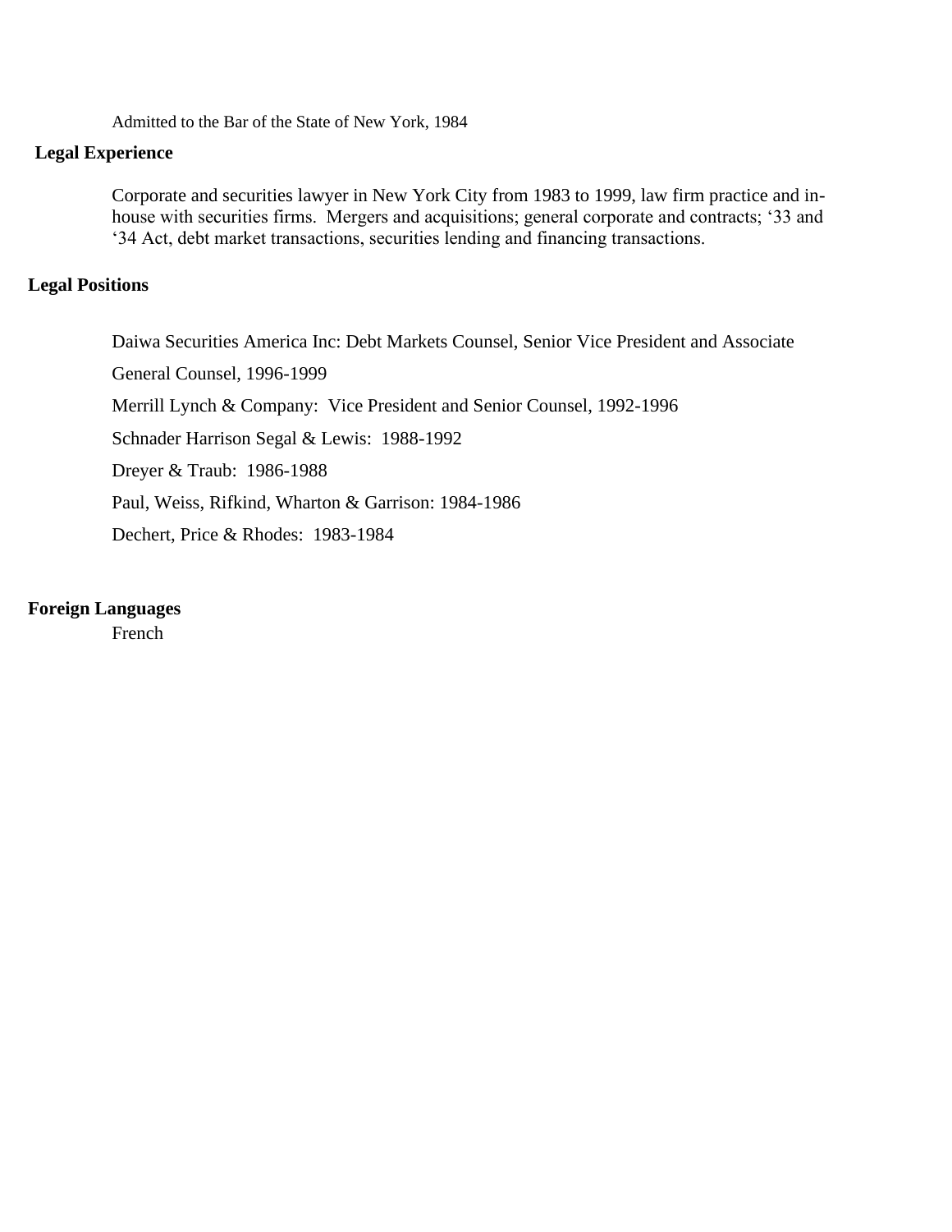Admitted to the Bar of the State of New York, 1984

## Legal Experience

Corporate and securities lawyer in New York City from 1983 to 1999, law firm practice and in-house with securities firms. Mergers and acquisitions; general corporate and contracts; ‘33 and ‘34 Act, debt market transactions, securities lending and financing transactions.

## Legal Positions

Daiwa Securities America Inc: Debt Markets Counsel, Senior Vice President and Associate General Counsel, 1996-1999

Merrill Lynch & Company: Vice President and Senior Counsel, 1992-1996

Schnader Harrison Segal & Lewis: 1988-1992

Dreyer & Traub: 1986-1988

Paul, Weiss, Rifkind, Wharton & Garrison: 1984-1986

Dechert, Price & Rhodes: 1983-1984

## Foreign Languages

French